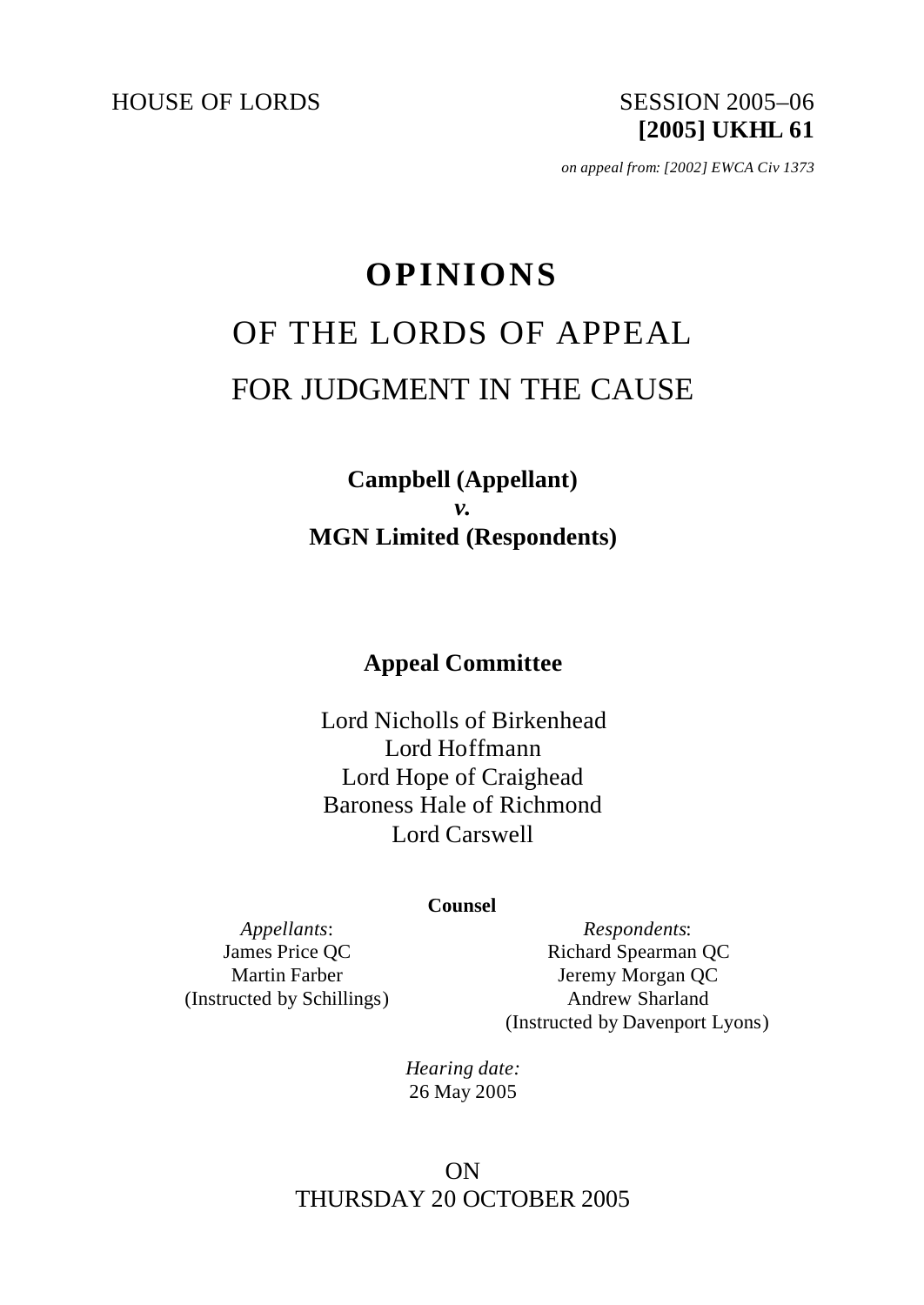HOUSE OF LORDS

SESSION 2005–06
**[2005] UKHL 61**

*on appeal from: [2002] EWCA Civ 1373*

# OPINIONS

## OF THE LORDS OF APPEAL

## FOR JUDGMENT IN THE CAUSE

**Campbell (Appellant)**
***v.***
**MGN Limited (Respondents)**

**Appeal Committee**

Lord Nicholls of Birkenhead
Lord Hoffmann
Lord Hope of Craighead
Baroness Hale of Richmond
Lord Carswell

**Counsel**

*Appellants*:
James Price QC
Martin Farber
(Instructed by Schillings)

*Respondents*:
Richard Spearman QC
Jeremy Morgan QC
Andrew Sharland
(Instructed by Davenport Lyons)

*Hearing date:*
26 May 2005

ON
THURSDAY 20 OCTOBER 2005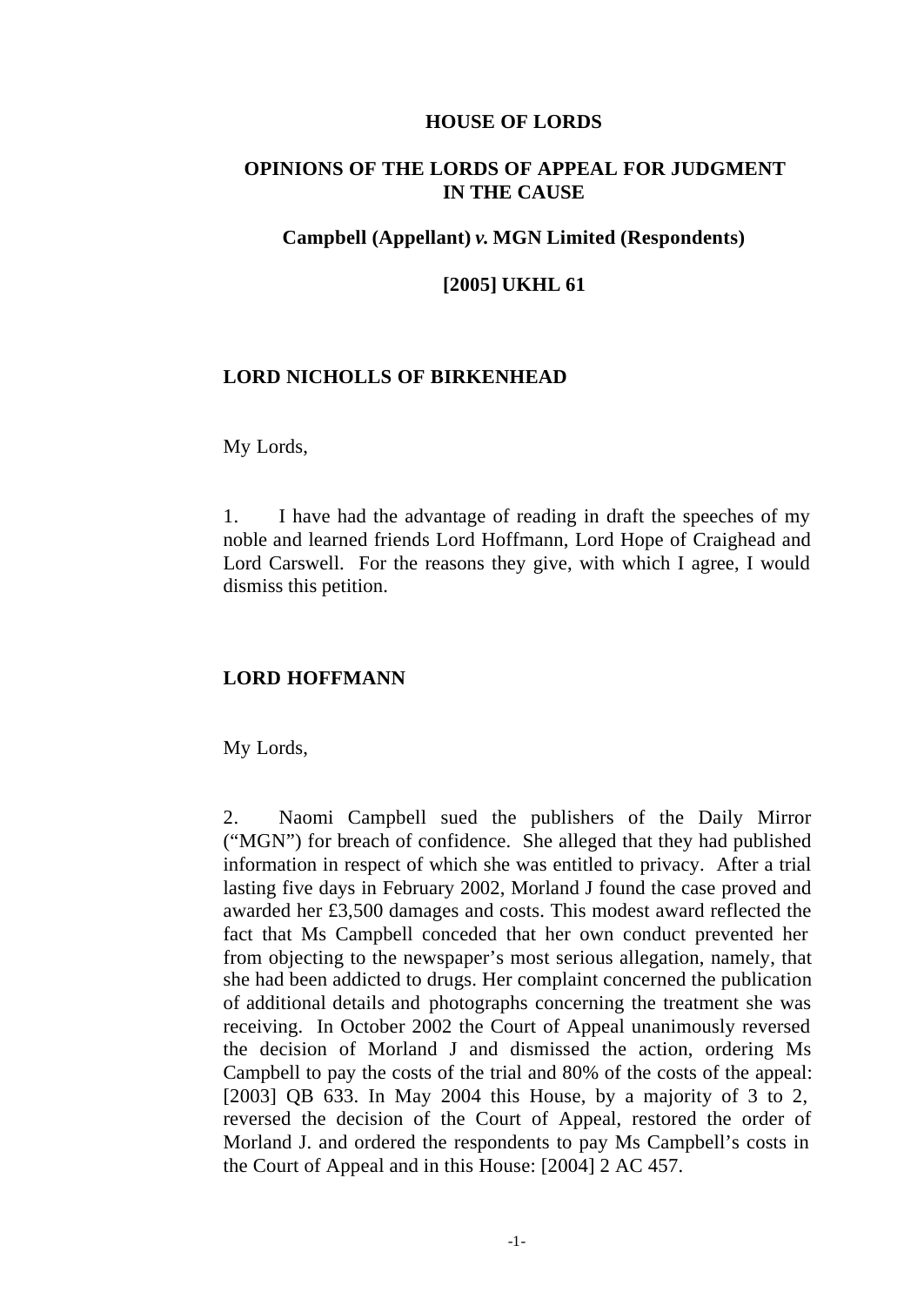**HOUSE OF LORDS**

**OPINIONS OF THE LORDS OF APPEAL FOR JUDGMENT IN THE CAUSE**

**Campbell (Appellant) *v.* MGN Limited (Respondents)**

**[2005] UKHL 61**

**LORD NICHOLLS OF BIRKENHEAD**

My Lords,

1. I have had the advantage of reading in draft the speeches of my noble and learned friends Lord Hoffmann, Lord Hope of Craighead and Lord Carswell. For the reasons they give, with which I agree, I would dismiss this petition.

**LORD HOFFMANN**

My Lords,

2. Naomi Campbell sued the publishers of the Daily Mirror ("MGN") for breach of confidence. She alleged that they had published information in respect of which she was entitled to privacy. After a trial lasting five days in February 2002, Morland J found the case proved and awarded her £3,500 damages and costs. This modest award reflected the fact that Ms Campbell conceded that her own conduct prevented her from objecting to the newspaper's most serious allegation, namely, that she had been addicted to drugs. Her complaint concerned the publication of additional details and photographs concerning the treatment she was receiving. In October 2002 the Court of Appeal unanimously reversed the decision of Morland J and dismissed the action, ordering Ms Campbell to pay the costs of the trial and 80% of the costs of the appeal: [2003] QB 633. In May 2004 this House, by a majority of 3 to 2, reversed the decision of the Court of Appeal, restored the order of Morland J. and ordered the respondents to pay Ms Campbell's costs in the Court of Appeal and in this House: [2004] 2 AC 457.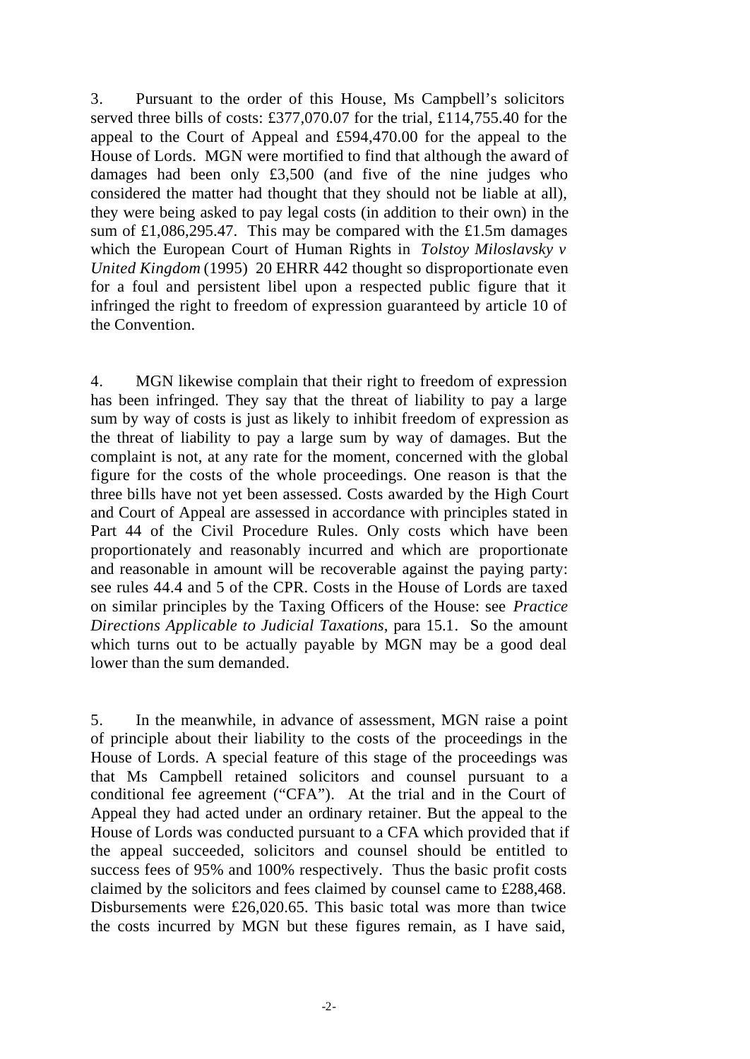3. Pursuant to the order of this House, Ms Campbell's solicitors served three bills of costs: £377,070.07 for the trial, £114,755.40 for the appeal to the Court of Appeal and £594,470.00 for the appeal to the House of Lords. MGN were mortified to find that although the award of damages had been only £3,500 (and five of the nine judges who considered the matter had thought that they should not be liable at all), they were being asked to pay legal costs (in addition to their own) in the sum of £1,086,295.47. This may be compared with the £1.5m damages which the European Court of Human Rights in *Tolstoy Miloslavsky v United Kingdom* (1995) 20 EHRR 442 thought so disproportionate even for a foul and persistent libel upon a respected public figure that it infringed the right to freedom of expression guaranteed by article 10 of the Convention.

4. MGN likewise complain that their right to freedom of expression has been infringed. They say that the threat of liability to pay a large sum by way of costs is just as likely to inhibit freedom of expression as the threat of liability to pay a large sum by way of damages. But the complaint is not, at any rate for the moment, concerned with the global figure for the costs of the whole proceedings. One reason is that the three bills have not yet been assessed. Costs awarded by the High Court and Court of Appeal are assessed in accordance with principles stated in Part 44 of the Civil Procedure Rules. Only costs which have been proportionately and reasonably incurred and which are proportionate and reasonable in amount will be recoverable against the paying party: see rules 44.4 and 5 of the CPR. Costs in the House of Lords are taxed on similar principles by the Taxing Officers of the House: see *Practice Directions Applicable to Judicial Taxations*, para 15.1. So the amount which turns out to be actually payable by MGN may be a good deal lower than the sum demanded.

5. In the meanwhile, in advance of assessment, MGN raise a point of principle about their liability to the costs of the proceedings in the House of Lords. A special feature of this stage of the proceedings was that Ms Campbell retained solicitors and counsel pursuant to a conditional fee agreement ("CFA"). At the trial and in the Court of Appeal they had acted under an ordinary retainer. But the appeal to the House of Lords was conducted pursuant to a CFA which provided that if the appeal succeeded, solicitors and counsel should be entitled to success fees of 95% and 100% respectively. Thus the basic profit costs claimed by the solicitors and fees claimed by counsel came to £288,468. Disbursements were £26,020.65. This basic total was more than twice the costs incurred by MGN but these figures remain, as I have said,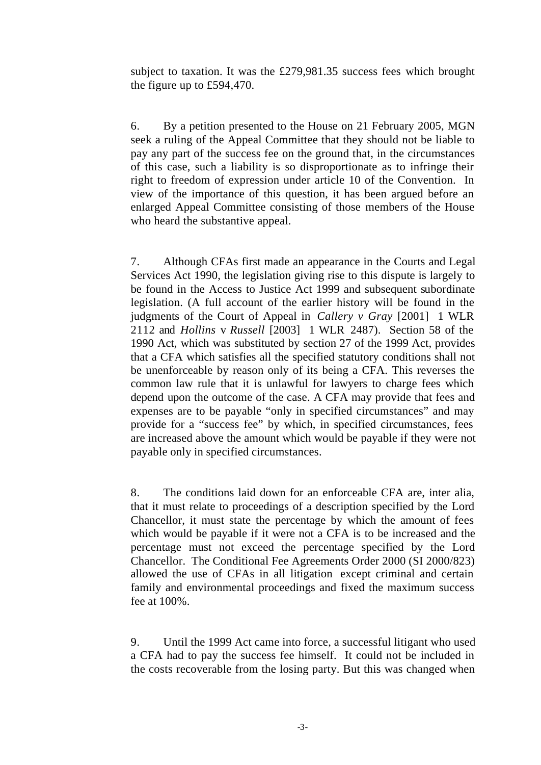subject to taxation. It was the £279,981.35 success fees which brought the figure up to £594,470.

6. By a petition presented to the House on 21 February 2005, MGN seek a ruling of the Appeal Committee that they should not be liable to pay any part of the success fee on the ground that, in the circumstances of this case, such a liability is so disproportionate as to infringe their right to freedom of expression under article 10 of the Convention. In view of the importance of this question, it has been argued before an enlarged Appeal Committee consisting of those members of the House who heard the substantive appeal.

7. Although CFAs first made an appearance in the Courts and Legal Services Act 1990, the legislation giving rise to this dispute is largely to be found in the Access to Justice Act 1999 and subsequent subordinate legislation. (A full account of the earlier history will be found in the judgments of the Court of Appeal in *Callery v Gray* [2001] 1 WLR 2112 and *Hollins* v *Russell* [2003] 1 WLR 2487). Section 58 of the 1990 Act, which was substituted by section 27 of the 1999 Act, provides that a CFA which satisfies all the specified statutory conditions shall not be unenforceable by reason only of its being a CFA. This reverses the common law rule that it is unlawful for lawyers to charge fees which depend upon the outcome of the case. A CFA may provide that fees and expenses are to be payable "only in specified circumstances" and may provide for a "success fee" by which, in specified circumstances, fees are increased above the amount which would be payable if they were not payable only in specified circumstances.

8. The conditions laid down for an enforceable CFA are, inter alia, that it must relate to proceedings of a description specified by the Lord Chancellor, it must state the percentage by which the amount of fees which would be payable if it were not a CFA is to be increased and the percentage must not exceed the percentage specified by the Lord Chancellor. The Conditional Fee Agreements Order 2000 (SI 2000/823) allowed the use of CFAs in all litigation except criminal and certain family and environmental proceedings and fixed the maximum success fee at 100%.

9. Until the 1999 Act came into force, a successful litigant who used a CFA had to pay the success fee himself. It could not be included in the costs recoverable from the losing party. But this was changed when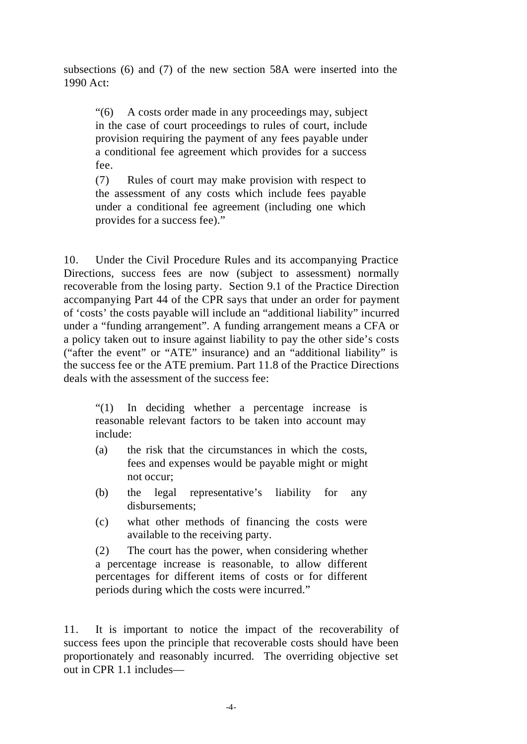subsections (6) and (7) of the new section 58A were inserted into the 1990 Act:

> "(6) A costs order made in any proceedings may, subject in the case of court proceedings to rules of court, include provision requiring the payment of any fees payable under a conditional fee agreement which provides for a success fee.
>
> (7) Rules of court may make provision with respect to the assessment of any costs which include fees payable under a conditional fee agreement (including one which provides for a success fee)."

10. Under the Civil Procedure Rules and its accompanying Practice Directions, success fees are now (subject to assessment) normally recoverable from the losing party. Section 9.1 of the Practice Direction accompanying Part 44 of the CPR says that under an order for payment of 'costs' the costs payable will include an "additional liability" incurred under a "funding arrangement". A funding arrangement means a CFA or a policy taken out to insure against liability to pay the other side's costs ("after the event" or "ATE" insurance) and an "additional liability" is the success fee or the ATE premium. Part 11.8 of the Practice Directions deals with the assessment of the success fee:

> "(1) In deciding whether a percentage increase is reasonable relevant factors to be taken into account may include:
>
> (a) the risk that the circumstances in which the costs, fees and expenses would be payable might or might not occur;
>
> (b) the legal representative's liability for any disbursements;
>
> (c) what other methods of financing the costs were available to the receiving party.
>
> (2) The court has the power, when considering whether a percentage increase is reasonable, to allow different percentages for different items of costs or for different periods during which the costs were incurred."

11. It is important to notice the impact of the recoverability of success fees upon the principle that recoverable costs should have been proportionately and reasonably incurred. The overriding objective set out in CPR 1.1 includes—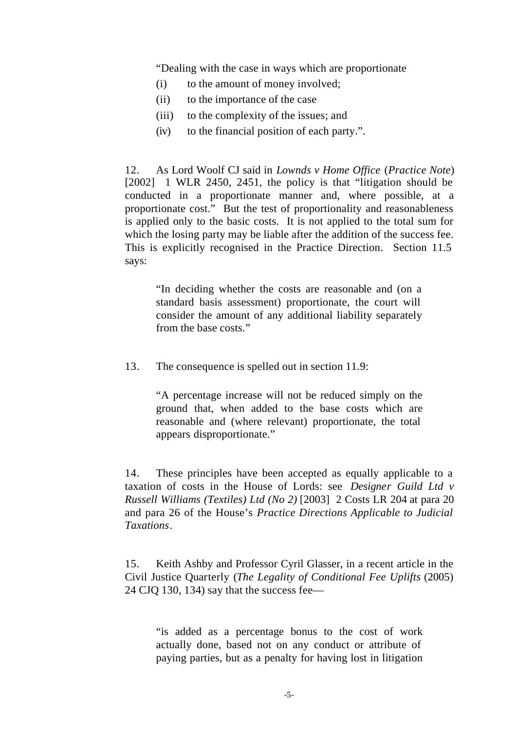> "Dealing with the case in ways which are proportionate
>
> (i) to the amount of money involved;
>
> (ii) to the importance of the case
>
> (iii) to the complexity of the issues; and
>
> (iv) to the financial position of each party.".

12. As Lord Woolf CJ said in *Lownds v Home Office* (*Practice Note*) [2002] 1 WLR 2450, 2451, the policy is that "litigation should be conducted in a proportionate manner and, where possible, at a proportionate cost." But the test of proportionality and reasonableness is applied only to the basic costs. It is not applied to the total sum for which the losing party may be liable after the addition of the success fee. This is explicitly recognised in the Practice Direction. Section 11.5 says:

> "In deciding whether the costs are reasonable and (on a standard basis assessment) proportionate, the court will consider the amount of any additional liability separately from the base costs."

13. The consequence is spelled out in section 11.9:

> "A percentage increase will not be reduced simply on the ground that, when added to the base costs which are reasonable and (where relevant) proportionate, the total appears disproportionate."

14. These principles have been accepted as equally applicable to a taxation of costs in the House of Lords: see *Designer Guild Ltd v Russell Williams (Textiles) Ltd (No 2)* [2003] 2 Costs LR 204 at para 20 and para 26 of the House's *Practice Directions Applicable to Judicial Taxations*.

15. Keith Ashby and Professor Cyril Glasser, in a recent article in the Civil Justice Quarterly (*The Legality of Conditional Fee Uplifts* (2005) 24 CJQ 130, 134) say that the success fee—

> "is added as a percentage bonus to the cost of work actually done, based not on any conduct or attribute of paying parties, but as a penalty for having lost in litigation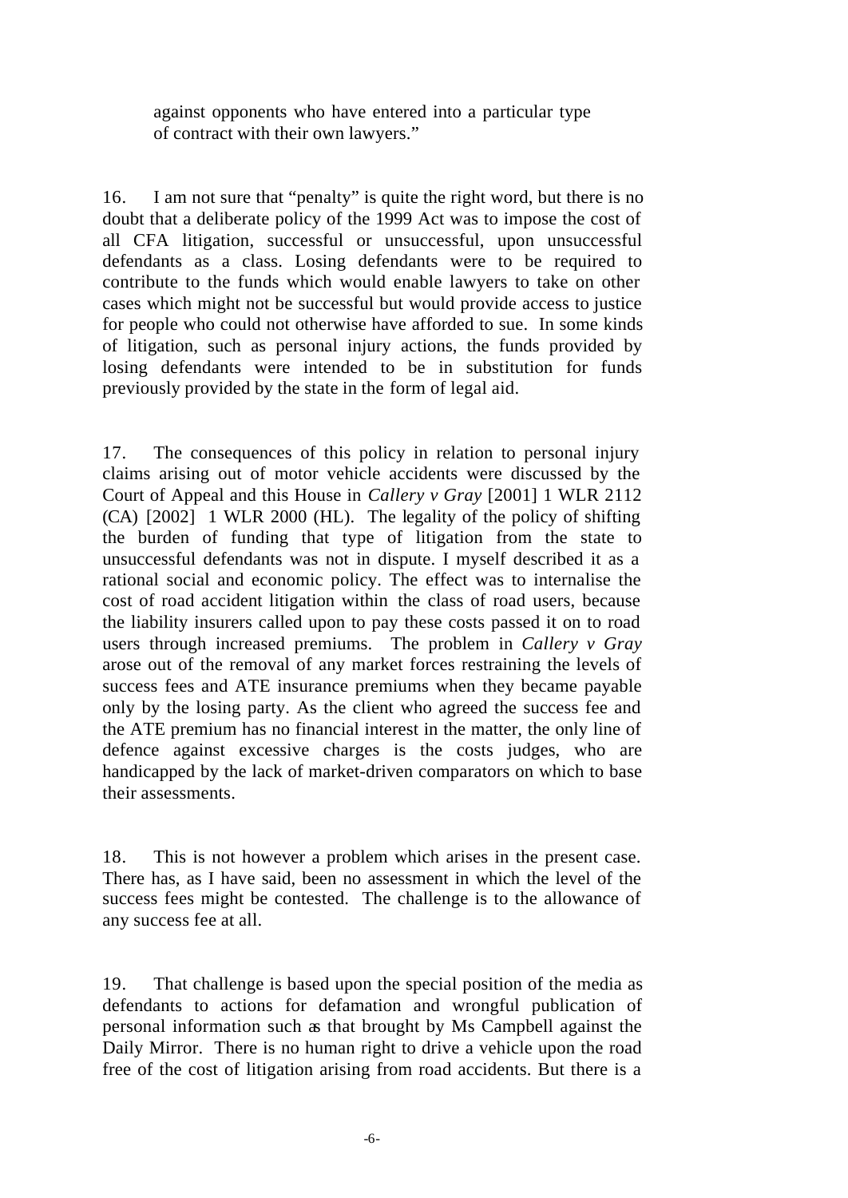> against opponents who have entered into a particular type of contract with their own lawyers."

16. I am not sure that "penalty" is quite the right word, but there is no doubt that a deliberate policy of the 1999 Act was to impose the cost of all CFA litigation, successful or unsuccessful, upon unsuccessful defendants as a class. Losing defendants were to be required to contribute to the funds which would enable lawyers to take on other cases which might not be successful but would provide access to justice for people who could not otherwise have afforded to sue. In some kinds of litigation, such as personal injury actions, the funds provided by losing defendants were intended to be in substitution for funds previously provided by the state in the form of legal aid.

17. The consequences of this policy in relation to personal injury claims arising out of motor vehicle accidents were discussed by the Court of Appeal and this House in *Callery v Gray* [2001] 1 WLR 2112 (CA) [2002] 1 WLR 2000 (HL). The legality of the policy of shifting the burden of funding that type of litigation from the state to unsuccessful defendants was not in dispute. I myself described it as a rational social and economic policy. The effect was to internalise the cost of road accident litigation within the class of road users, because the liability insurers called upon to pay these costs passed it on to road users through increased premiums. The problem in *Callery v Gray* arose out of the removal of any market forces restraining the levels of success fees and ATE insurance premiums when they became payable only by the losing party. As the client who agreed the success fee and the ATE premium has no financial interest in the matter, the only line of defence against excessive charges is the costs judges, who are handicapped by the lack of market-driven comparators on which to base their assessments.

18. This is not however a problem which arises in the present case. There has, as I have said, been no assessment in which the level of the success fees might be contested. The challenge is to the allowance of any success fee at all.

19. That challenge is based upon the special position of the media as defendants to actions for defamation and wrongful publication of personal information such as that brought by Ms Campbell against the Daily Mirror. There is no human right to drive a vehicle upon the road free of the cost of litigation arising from road accidents. But there is a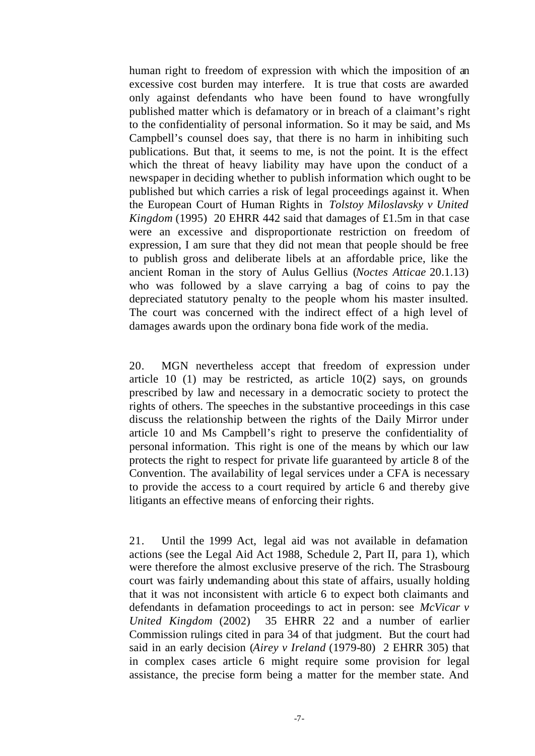human right to freedom of expression with which the imposition of an excessive cost burden may interfere. It is true that costs are awarded only against defendants who have been found to have wrongfully published matter which is defamatory or in breach of a claimant's right to the confidentiality of personal information. So it may be said, and Ms Campbell's counsel does say, that there is no harm in inhibiting such publications. But that, it seems to me, is not the point. It is the effect which the threat of heavy liability may have upon the conduct of a newspaper in deciding whether to publish information which ought to be published but which carries a risk of legal proceedings against it. When the European Court of Human Rights in *Tolstoy Miloslavsky v United Kingdom* (1995) 20 EHRR 442 said that damages of £1.5m in that case were an excessive and disproportionate restriction on freedom of expression, I am sure that they did not mean that people should be free to publish gross and deliberate libels at an affordable price, like the ancient Roman in the story of Aulus Gellius (*Noctes Atticae* 20.1.13) who was followed by a slave carrying a bag of coins to pay the depreciated statutory penalty to the people whom his master insulted. The court was concerned with the indirect effect of a high level of damages awards upon the ordinary bona fide work of the media.

20. MGN nevertheless accept that freedom of expression under article 10 (1) may be restricted, as article 10(2) says, on grounds prescribed by law and necessary in a democratic society to protect the rights of others. The speeches in the substantive proceedings in this case discuss the relationship between the rights of the Daily Mirror under article 10 and Ms Campbell's right to preserve the confidentiality of personal information. This right is one of the means by which our law protects the right to respect for private life guaranteed by article 8 of the Convention. The availability of legal services under a CFA is necessary to provide the access to a court required by article 6 and thereby give litigants an effective means of enforcing their rights.

21. Until the 1999 Act, legal aid was not available in defamation actions (see the Legal Aid Act 1988, Schedule 2, Part II, para 1), which were therefore the almost exclusive preserve of the rich. The Strasbourg court was fairly undemanding about this state of affairs, usually holding that it was not inconsistent with article 6 to expect both claimants and defendants in defamation proceedings to act in person: see *McVicar v United Kingdom* (2002) 35 EHRR 22 and a number of earlier Commission rulings cited in para 34 of that judgment. But the court had said in an early decision (*Airey v Ireland* (1979-80) 2 EHRR 305) that in complex cases article 6 might require some provision for legal assistance, the precise form being a matter for the member state. And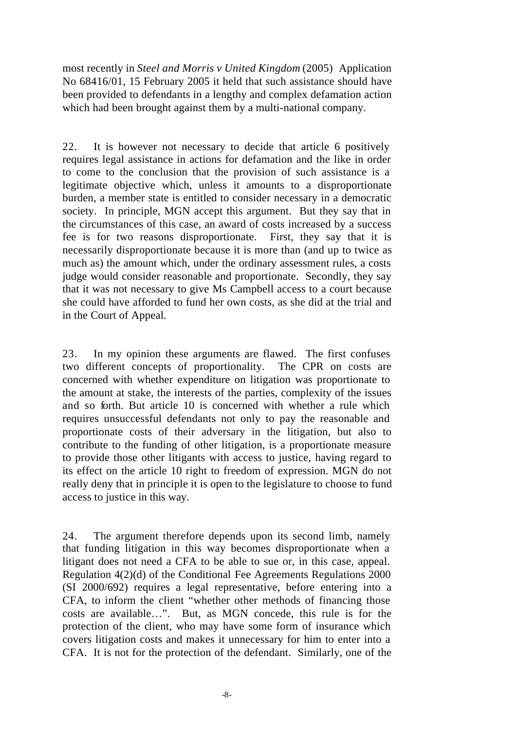most recently in *Steel and Morris v United Kingdom* (2005) Application No 68416/01, 15 February 2005 it held that such assistance should have been provided to defendants in a lengthy and complex defamation action which had been brought against them by a multi-national company.

22. It is however not necessary to decide that article 6 positively requires legal assistance in actions for defamation and the like in order to come to the conclusion that the provision of such assistance is a legitimate objective which, unless it amounts to a disproportionate burden, a member state is entitled to consider necessary in a democratic society. In principle, MGN accept this argument. But they say that in the circumstances of this case, an award of costs increased by a success fee is for two reasons disproportionate. First, they say that it is necessarily disproportionate because it is more than (and up to twice as much as) the amount which, under the ordinary assessment rules, a costs judge would consider reasonable and proportionate. Secondly, they say that it was not necessary to give Ms Campbell access to a court because she could have afforded to fund her own costs, as she did at the trial and in the Court of Appeal.

23. In my opinion these arguments are flawed. The first confuses two different concepts of proportionality. The CPR on costs are concerned with whether expenditure on litigation was proportionate to the amount at stake, the interests of the parties, complexity of the issues and so forth. But article 10 is concerned with whether a rule which requires unsuccessful defendants not only to pay the reasonable and proportionate costs of their adversary in the litigation, but also to contribute to the funding of other litigation, is a proportionate measure to provide those other litigants with access to justice, having regard to its effect on the article 10 right to freedom of expression. MGN do not really deny that in principle it is open to the legislature to choose to fund access to justice in this way.

24. The argument therefore depends upon its second limb, namely that funding litigation in this way becomes disproportionate when a litigant does not need a CFA to be able to sue or, in this case, appeal. Regulation 4(2)(d) of the Conditional Fee Agreements Regulations 2000 (SI 2000/692) requires a legal representative, before entering into a CFA, to inform the client "whether other methods of financing those costs are available…". But, as MGN concede, this rule is for the protection of the client, who may have some form of insurance which covers litigation costs and makes it unnecessary for him to enter into a CFA. It is not for the protection of the defendant. Similarly, one of the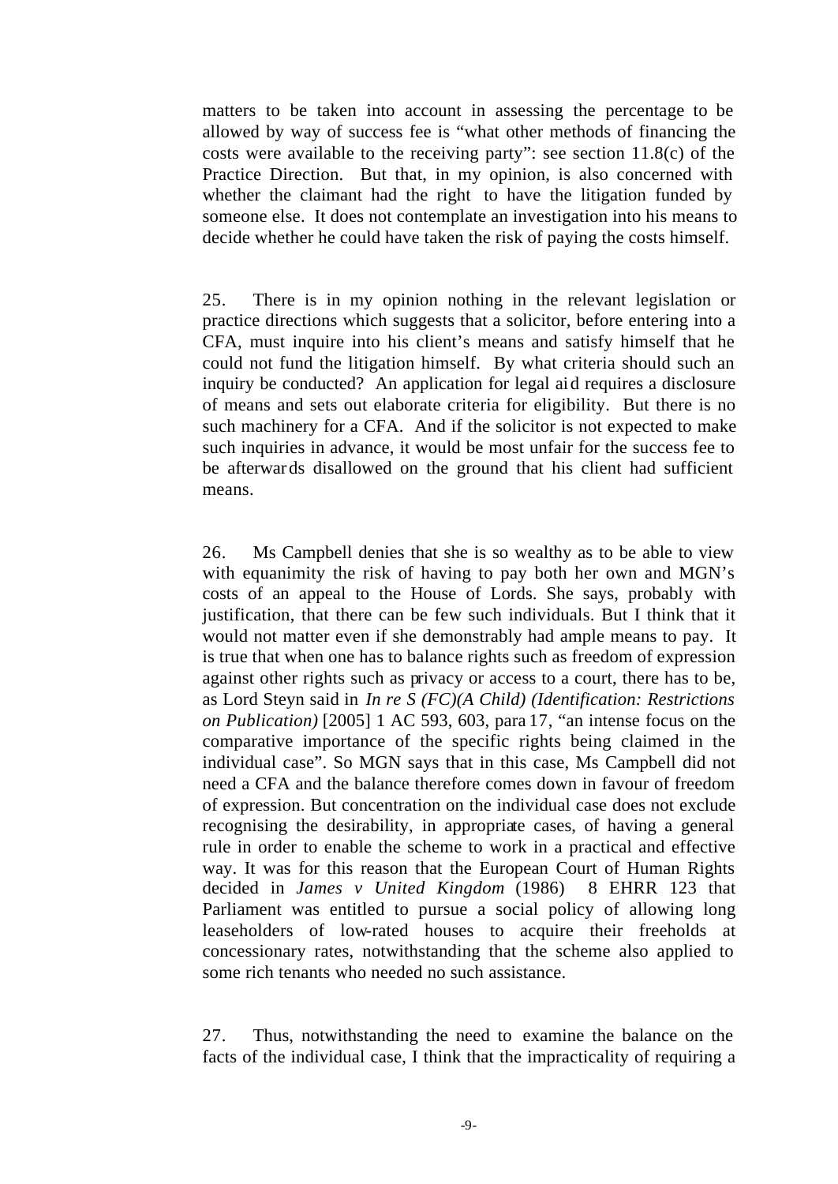matters to be taken into account in assessing the percentage to be allowed by way of success fee is "what other methods of financing the costs were available to the receiving party": see section 11.8(c) of the Practice Direction. But that, in my opinion, is also concerned with whether the claimant had the right to have the litigation funded by someone else. It does not contemplate an investigation into his means to decide whether he could have taken the risk of paying the costs himself.

25. There is in my opinion nothing in the relevant legislation or practice directions which suggests that a solicitor, before entering into a CFA, must inquire into his client's means and satisfy himself that he could not fund the litigation himself. By what criteria should such an inquiry be conducted? An application for legal aid requires a disclosure of means and sets out elaborate criteria for eligibility. But there is no such machinery for a CFA. And if the solicitor is not expected to make such inquiries in advance, it would be most unfair for the success fee to be afterwards disallowed on the ground that his client had sufficient means.

26. Ms Campbell denies that she is so wealthy as to be able to view with equanimity the risk of having to pay both her own and MGN's costs of an appeal to the House of Lords. She says, probably with justification, that there can be few such individuals. But I think that it would not matter even if she demonstrably had ample means to pay. It is true that when one has to balance rights such as freedom of expression against other rights such as privacy or access to a court, there has to be, as Lord Steyn said in *In re S (FC)(A Child) (Identification: Restrictions on Publication)* [2005] 1 AC 593, 603, para 17, "an intense focus on the comparative importance of the specific rights being claimed in the individual case". So MGN says that in this case, Ms Campbell did not need a CFA and the balance therefore comes down in favour of freedom of expression. But concentration on the individual case does not exclude recognising the desirability, in appropriate cases, of having a general rule in order to enable the scheme to work in a practical and effective way. It was for this reason that the European Court of Human Rights decided in *James v United Kingdom* (1986) 8 EHRR 123 that Parliament was entitled to pursue a social policy of allowing long leaseholders of low-rated houses to acquire their freeholds at concessionary rates, notwithstanding that the scheme also applied to some rich tenants who needed no such assistance.

27. Thus, notwithstanding the need to examine the balance on the facts of the individual case, I think that the impracticality of requiring a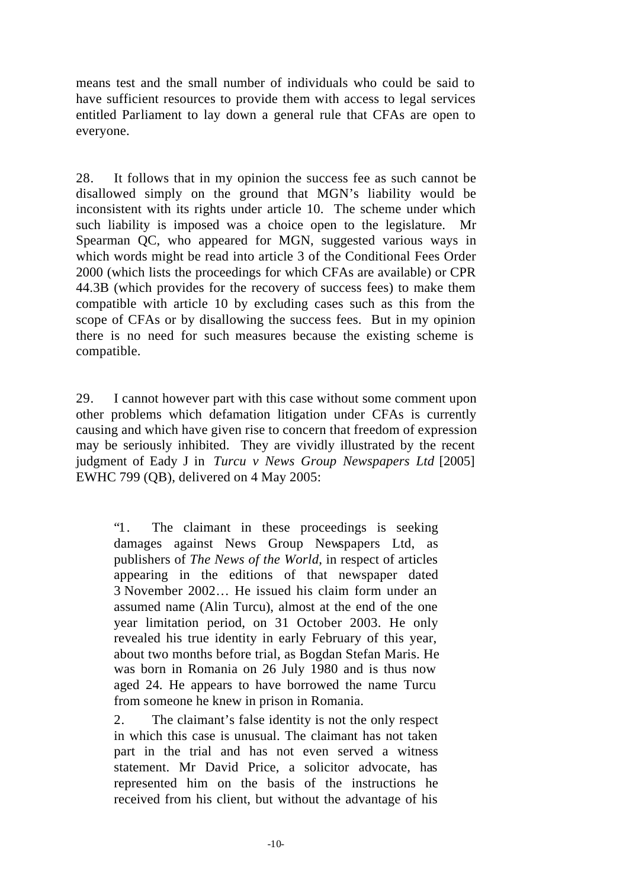means test and the small number of individuals who could be said to have sufficient resources to provide them with access to legal services entitled Parliament to lay down a general rule that CFAs are open to everyone.

28. It follows that in my opinion the success fee as such cannot be disallowed simply on the ground that MGN's liability would be inconsistent with its rights under article 10. The scheme under which such liability is imposed was a choice open to the legislature. Mr Spearman QC, who appeared for MGN, suggested various ways in which words might be read into article 3 of the Conditional Fees Order 2000 (which lists the proceedings for which CFAs are available) or CPR 44.3B (which provides for the recovery of success fees) to make them compatible with article 10 by excluding cases such as this from the scope of CFAs or by disallowing the success fees. But in my opinion there is no need for such measures because the existing scheme is compatible.

29. I cannot however part with this case without some comment upon other problems which defamation litigation under CFAs is currently causing and which have given rise to concern that freedom of expression may be seriously inhibited. They are vividly illustrated by the recent judgment of Eady J in *Turcu v News Group Newspapers Ltd* [2005] EWHC 799 (QB), delivered on 4 May 2005:

> "1. The claimant in these proceedings is seeking damages against News Group Newspapers Ltd, as publishers of *The News of the World*, in respect of articles appearing in the editions of that newspaper dated 3 November 2002… He issued his claim form under an assumed name (Alin Turcu), almost at the end of the one year limitation period, on 31 October 2003. He only revealed his true identity in early February of this year, about two months before trial, as Bogdan Stefan Maris. He was born in Romania on 26 July 1980 and is thus now aged 24. He appears to have borrowed the name Turcu from someone he knew in prison in Romania.
>
> 2. The claimant's false identity is not the only respect in which this case is unusual. The claimant has not taken part in the trial and has not even served a witness statement. Mr David Price, a solicitor advocate, has represented him on the basis of the instructions he received from his client, but without the advantage of his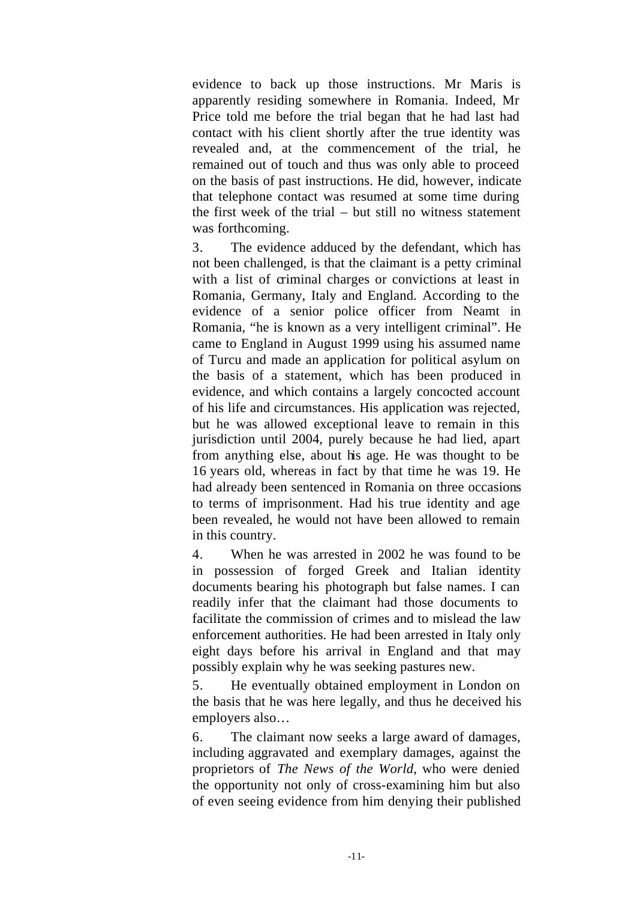evidence to back up those instructions. Mr Maris is apparently residing somewhere in Romania. Indeed, Mr Price told me before the trial began that he had last had contact with his client shortly after the true identity was revealed and, at the commencement of the trial, he remained out of touch and thus was only able to proceed on the basis of past instructions. He did, however, indicate that telephone contact was resumed at some time during the first week of the trial – but still no witness statement was forthcoming.

3. The evidence adduced by the defendant, which has not been challenged, is that the claimant is a petty criminal with a list of criminal charges or convictions at least in Romania, Germany, Italy and England. According to the evidence of a senior police officer from Neamt in Romania, "he is known as a very intelligent criminal". He came to England in August 1999 using his assumed name of Turcu and made an application for political asylum on the basis of a statement, which has been produced in evidence, and which contains a largely concocted account of his life and circumstances. His application was rejected, but he was allowed exceptional leave to remain in this jurisdiction until 2004, purely because he had lied, apart from anything else, about his age. He was thought to be 16 years old, whereas in fact by that time he was 19. He had already been sentenced in Romania on three occasions to terms of imprisonment. Had his true identity and age been revealed, he would not have been allowed to remain in this country.

4. When he was arrested in 2002 he was found to be in possession of forged Greek and Italian identity documents bearing his photograph but false names. I can readily infer that the claimant had those documents to facilitate the commission of crimes and to mislead the law enforcement authorities. He had been arrested in Italy only eight days before his arrival in England and that may possibly explain why he was seeking pastures new.

5. He eventually obtained employment in London on the basis that he was here legally, and thus he deceived his employers also…

6. The claimant now seeks a large award of damages, including aggravated and exemplary damages, against the proprietors of *The News of the World*, who were denied the opportunity not only of cross-examining him but also of even seeing evidence from him denying their published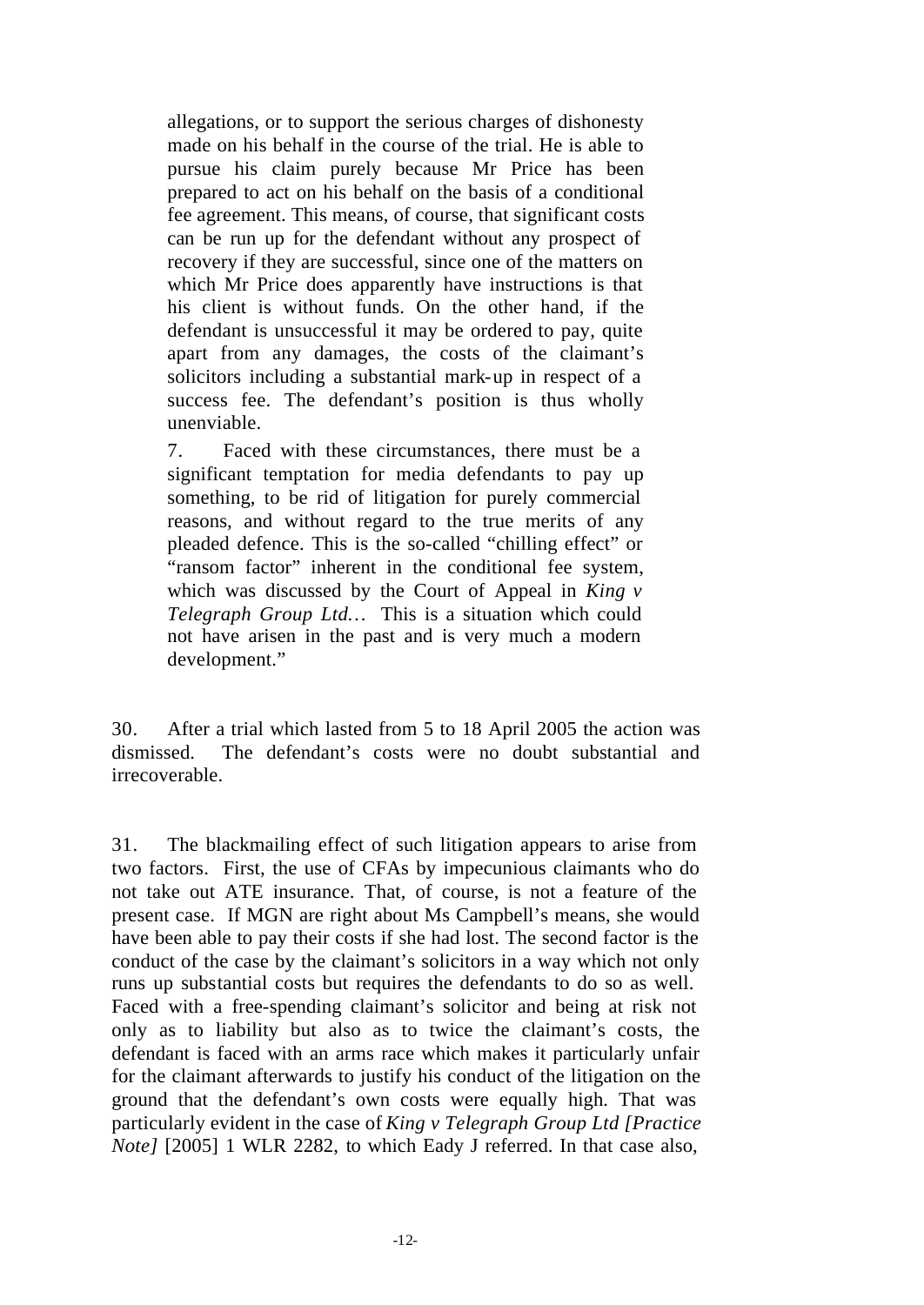> allegations, or to support the serious charges of dishonesty made on his behalf in the course of the trial. He is able to pursue his claim purely because Mr Price has been prepared to act on his behalf on the basis of a conditional fee agreement. This means, of course, that significant costs can be run up for the defendant without any prospect of recovery if they are successful, since one of the matters on which Mr Price does apparently have instructions is that his client is without funds. On the other hand, if the defendant is unsuccessful it may be ordered to pay, quite apart from any damages, the costs of the claimant's solicitors including a substantial mark-up in respect of a success fee. The defendant's position is thus wholly unenviable.
>
> 7. Faced with these circumstances, there must be a significant temptation for media defendants to pay up something, to be rid of litigation for purely commercial reasons, and without regard to the true merits of any pleaded defence. This is the so-called "chilling effect" or "ransom factor" inherent in the conditional fee system, which was discussed by the Court of Appeal in *King v Telegraph Group Ltd…* This is a situation which could not have arisen in the past and is very much a modern development."

30. After a trial which lasted from 5 to 18 April 2005 the action was dismissed. The defendant's costs were no doubt substantial and irrecoverable.

31. The blackmailing effect of such litigation appears to arise from two factors. First, the use of CFAs by impecunious claimants who do not take out ATE insurance. That, of course, is not a feature of the present case. If MGN are right about Ms Campbell's means, she would have been able to pay their costs if she had lost. The second factor is the conduct of the case by the claimant's solicitors in a way which not only runs up substantial costs but requires the defendants to do so as well. Faced with a free-spending claimant's solicitor and being at risk not only as to liability but also as to twice the claimant's costs, the defendant is faced with an arms race which makes it particularly unfair for the claimant afterwards to justify his conduct of the litigation on the ground that the defendant's own costs were equally high. That was particularly evident in the case of *King v Telegraph Group Ltd [Practice Note]* [2005] 1 WLR 2282, to which Eady J referred. In that case also,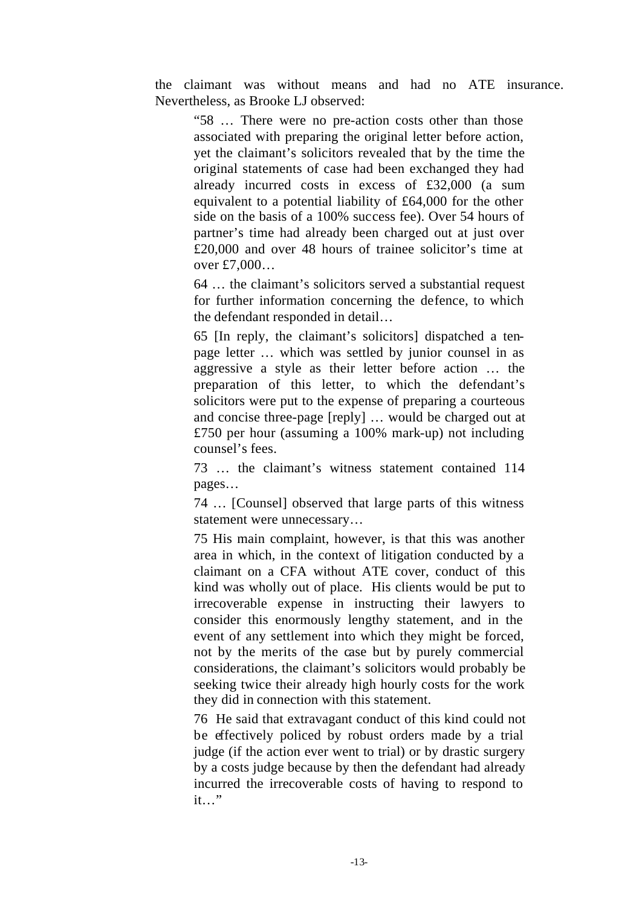the claimant was without means and had no ATE insurance. Nevertheless, as Brooke LJ observed:

> "58 … There were no pre-action costs other than those associated with preparing the original letter before action, yet the claimant's solicitors revealed that by the time the original statements of case had been exchanged they had already incurred costs in excess of £32,000 (a sum equivalent to a potential liability of £64,000 for the other side on the basis of a 100% success fee). Over 54 hours of partner's time had already been charged out at just over £20,000 and over 48 hours of trainee solicitor's time at over £7,000…
>
> 64 … the claimant's solicitors served a substantial request for further information concerning the defence, to which the defendant responded in detail…
>
> 65 [In reply, the claimant's solicitors] dispatched a ten-page letter … which was settled by junior counsel in as aggressive a style as their letter before action … the preparation of this letter, to which the defendant's solicitors were put to the expense of preparing a courteous and concise three-page [reply] … would be charged out at £750 per hour (assuming a 100% mark-up) not including counsel's fees.
>
> 73 … the claimant's witness statement contained 114 pages…
>
> 74 … [Counsel] observed that large parts of this witness statement were unnecessary…
>
> 75 His main complaint, however, is that this was another area in which, in the context of litigation conducted by a claimant on a CFA without ATE cover, conduct of this kind was wholly out of place. His clients would be put to irrecoverable expense in instructing their lawyers to consider this enormously lengthy statement, and in the event of any settlement into which they might be forced, not by the merits of the case but by purely commercial considerations, the claimant's solicitors would probably be seeking twice their already high hourly costs for the work they did in connection with this statement.
>
> 76 He said that extravagant conduct of this kind could not be effectively policed by robust orders made by a trial judge (if the action ever went to trial) or by drastic surgery by a costs judge because by then the defendant had already incurred the irrecoverable costs of having to respond to it…"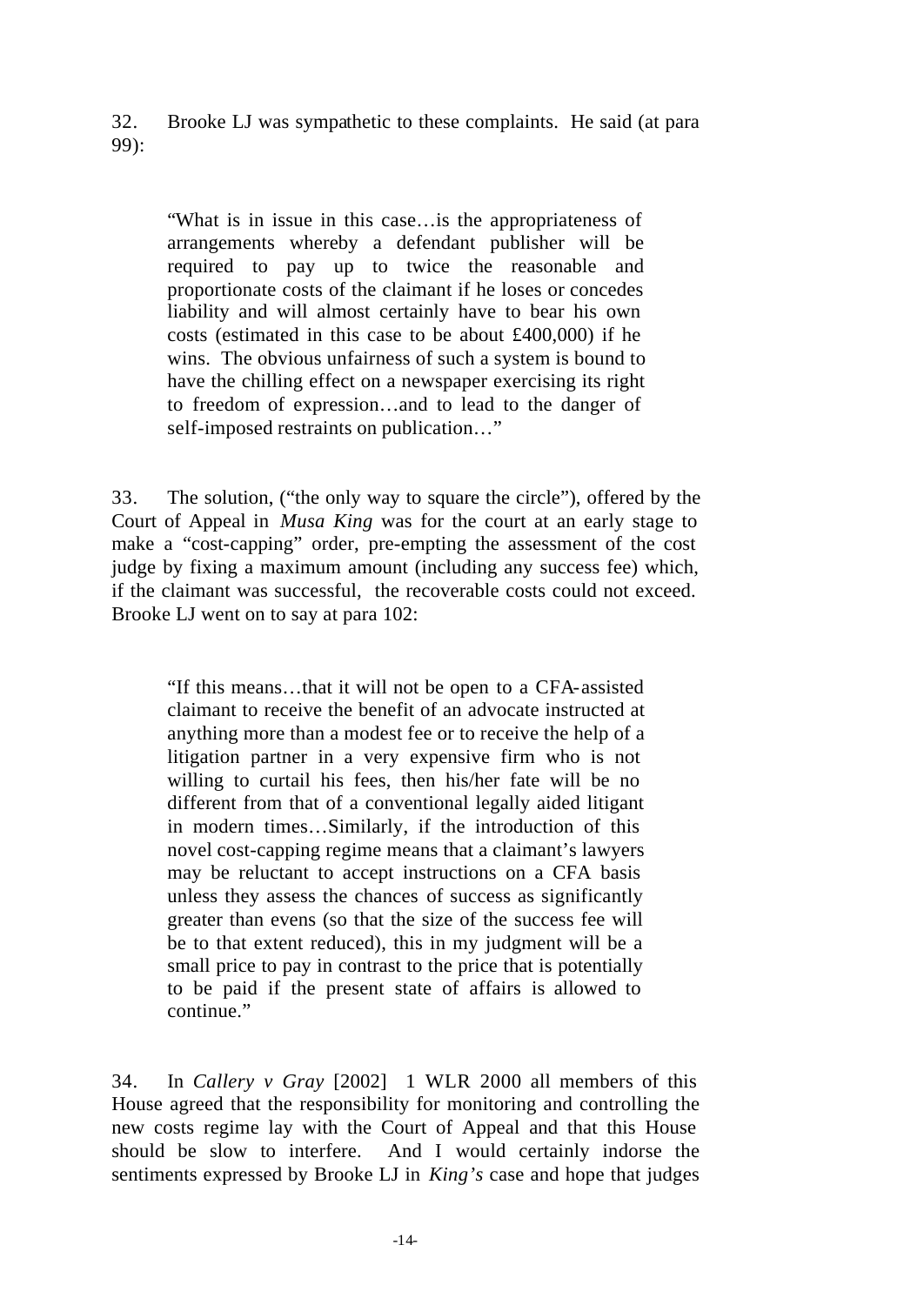32. Brooke LJ was sympathetic to these complaints. He said (at para 99):

> "What is in issue in this case…is the appropriateness of arrangements whereby a defendant publisher will be required to pay up to twice the reasonable and proportionate costs of the claimant if he loses or concedes liability and will almost certainly have to bear his own costs (estimated in this case to be about £400,000) if he wins. The obvious unfairness of such a system is bound to have the chilling effect on a newspaper exercising its right to freedom of expression…and to lead to the danger of self-imposed restraints on publication…"

33. The solution, ("the only way to square the circle"), offered by the Court of Appeal in *Musa King* was for the court at an early stage to make a "cost-capping" order, pre-empting the assessment of the cost judge by fixing a maximum amount (including any success fee) which, if the claimant was successful, the recoverable costs could not exceed. Brooke LJ went on to say at para 102:

> "If this means…that it will not be open to a CFA-assisted claimant to receive the benefit of an advocate instructed at anything more than a modest fee or to receive the help of a litigation partner in a very expensive firm who is not willing to curtail his fees, then his/her fate will be no different from that of a conventional legally aided litigant in modern times…Similarly, if the introduction of this novel cost-capping regime means that a claimant's lawyers may be reluctant to accept instructions on a CFA basis unless they assess the chances of success as significantly greater than evens (so that the size of the success fee will be to that extent reduced), this in my judgment will be a small price to pay in contrast to the price that is potentially to be paid if the present state of affairs is allowed to continue."

34. In *Callery v Gray* [2002] 1 WLR 2000 all members of this House agreed that the responsibility for monitoring and controlling the new costs regime lay with the Court of Appeal and that this House should be slow to interfere. And I would certainly indorse the sentiments expressed by Brooke LJ in *King's* case and hope that judges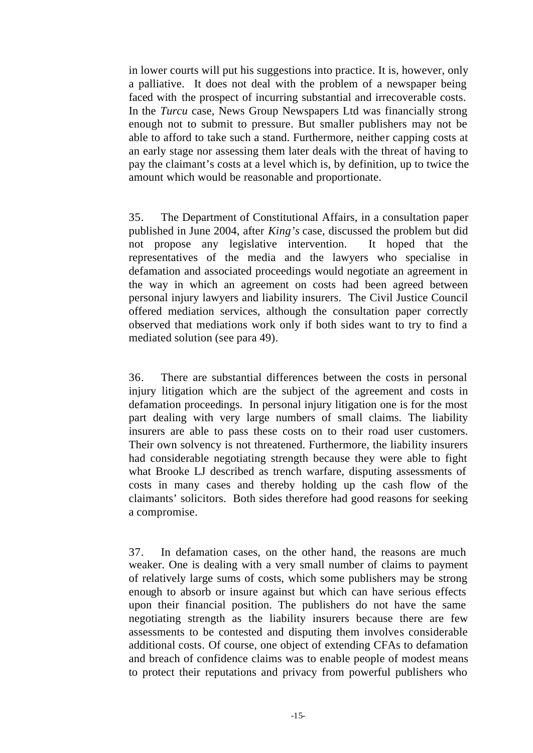in lower courts will put his suggestions into practice. It is, however, only a palliative. It does not deal with the problem of a newspaper being faced with the prospect of incurring substantial and irrecoverable costs. In the *Turcu* case, News Group Newspapers Ltd was financially strong enough not to submit to pressure. But smaller publishers may not be able to afford to take such a stand. Furthermore, neither capping costs at an early stage nor assessing them later deals with the threat of having to pay the claimant's costs at a level which is, by definition, up to twice the amount which would be reasonable and proportionate.

35. The Department of Constitutional Affairs, in a consultation paper published in June 2004, after *King's* case, discussed the problem but did not propose any legislative intervention. It hoped that the representatives of the media and the lawyers who specialise in defamation and associated proceedings would negotiate an agreement in the way in which an agreement on costs had been agreed between personal injury lawyers and liability insurers. The Civil Justice Council offered mediation services, although the consultation paper correctly observed that mediations work only if both sides want to try to find a mediated solution (see para 49).

36. There are substantial differences between the costs in personal injury litigation which are the subject of the agreement and costs in defamation proceedings. In personal injury litigation one is for the most part dealing with very large numbers of small claims. The liability insurers are able to pass these costs on to their road user customers. Their own solvency is not threatened. Furthermore, the liability insurers had considerable negotiating strength because they were able to fight what Brooke LJ described as trench warfare, disputing assessments of costs in many cases and thereby holding up the cash flow of the claimants' solicitors. Both sides therefore had good reasons for seeking a compromise.

37. In defamation cases, on the other hand, the reasons are much weaker. One is dealing with a very small number of claims to payment of relatively large sums of costs, which some publishers may be strong enough to absorb or insure against but which can have serious effects upon their financial position. The publishers do not have the same negotiating strength as the liability insurers because there are few assessments to be contested and disputing them involves considerable additional costs. Of course, one object of extending CFAs to defamation and breach of confidence claims was to enable people of modest means to protect their reputations and privacy from powerful publishers who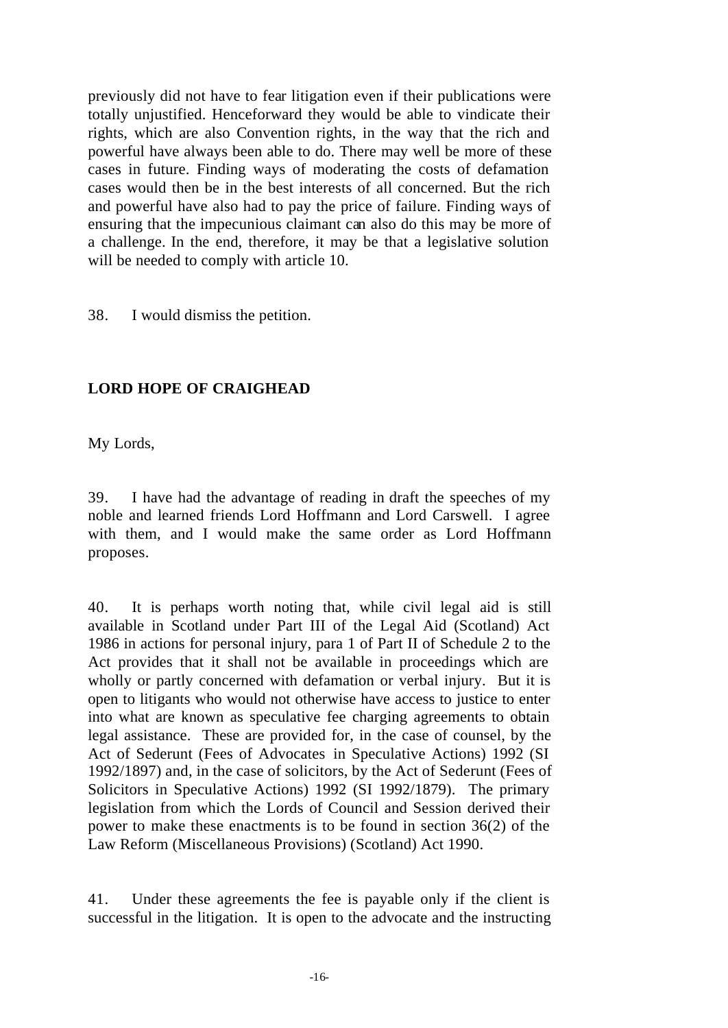previously did not have to fear litigation even if their publications were totally unjustified. Henceforward they would be able to vindicate their rights, which are also Convention rights, in the way that the rich and powerful have always been able to do. There may well be more of these cases in future. Finding ways of moderating the costs of defamation cases would then be in the best interests of all concerned. But the rich and powerful have also had to pay the price of failure. Finding ways of ensuring that the impecunious claimant can also do this may be more of a challenge. In the end, therefore, it may be that a legislative solution will be needed to comply with article 10.

38. I would dismiss the petition.

## LORD HOPE OF CRAIGHEAD

My Lords,

39. I have had the advantage of reading in draft the speeches of my noble and learned friends Lord Hoffmann and Lord Carswell. I agree with them, and I would make the same order as Lord Hoffmann proposes.

40. It is perhaps worth noting that, while civil legal aid is still available in Scotland under Part III of the Legal Aid (Scotland) Act 1986 in actions for personal injury, para 1 of Part II of Schedule 2 to the Act provides that it shall not be available in proceedings which are wholly or partly concerned with defamation or verbal injury. But it is open to litigants who would not otherwise have access to justice to enter into what are known as speculative fee charging agreements to obtain legal assistance. These are provided for, in the case of counsel, by the Act of Sederunt (Fees of Advocates in Speculative Actions) 1992 (SI 1992/1897) and, in the case of solicitors, by the Act of Sederunt (Fees of Solicitors in Speculative Actions) 1992 (SI 1992/1879). The primary legislation from which the Lords of Council and Session derived their power to make these enactments is to be found in section 36(2) of the Law Reform (Miscellaneous Provisions) (Scotland) Act 1990.

41. Under these agreements the fee is payable only if the client is successful in the litigation. It is open to the advocate and the instructing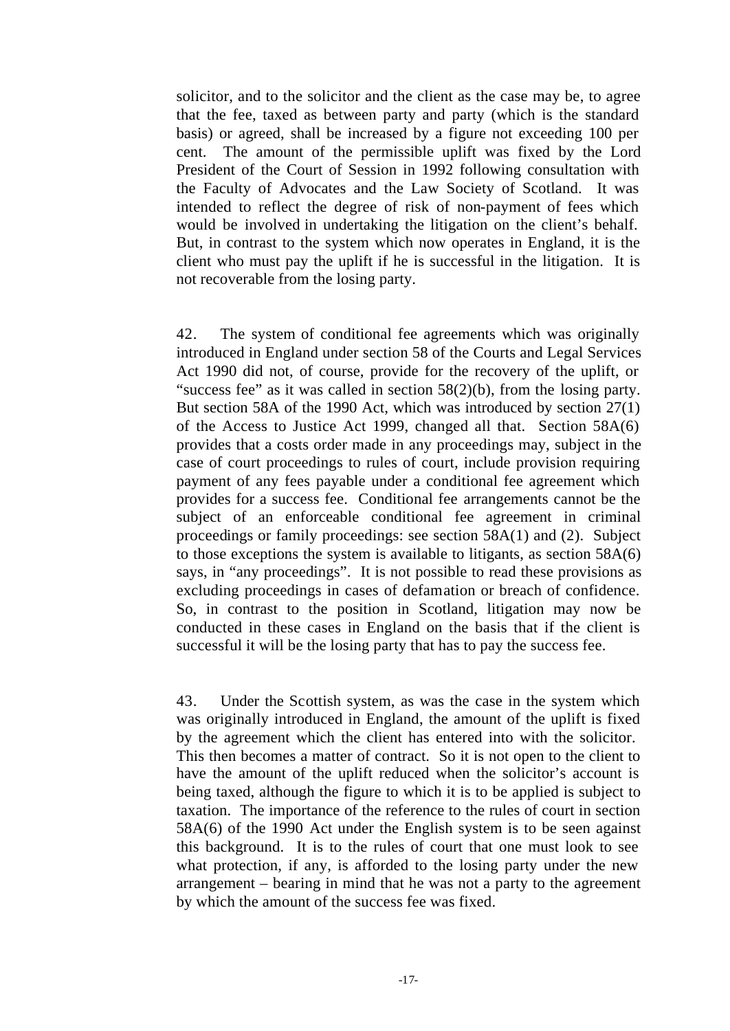solicitor, and to the solicitor and the client as the case may be, to agree that the fee, taxed as between party and party (which is the standard basis) or agreed, shall be increased by a figure not exceeding 100 per cent. The amount of the permissible uplift was fixed by the Lord President of the Court of Session in 1992 following consultation with the Faculty of Advocates and the Law Society of Scotland. It was intended to reflect the degree of risk of non-payment of fees which would be involved in undertaking the litigation on the client's behalf. But, in contrast to the system which now operates in England, it is the client who must pay the uplift if he is successful in the litigation. It is not recoverable from the losing party.

42. The system of conditional fee agreements which was originally introduced in England under section 58 of the Courts and Legal Services Act 1990 did not, of course, provide for the recovery of the uplift, or "success fee" as it was called in section 58(2)(b), from the losing party. But section 58A of the 1990 Act, which was introduced by section 27(1) of the Access to Justice Act 1999, changed all that. Section 58A(6) provides that a costs order made in any proceedings may, subject in the case of court proceedings to rules of court, include provision requiring payment of any fees payable under a conditional fee agreement which provides for a success fee. Conditional fee arrangements cannot be the subject of an enforceable conditional fee agreement in criminal proceedings or family proceedings: see section 58A(1) and (2). Subject to those exceptions the system is available to litigants, as section 58A(6) says, in "any proceedings". It is not possible to read these provisions as excluding proceedings in cases of defamation or breach of confidence. So, in contrast to the position in Scotland, litigation may now be conducted in these cases in England on the basis that if the client is successful it will be the losing party that has to pay the success fee.

43. Under the Scottish system, as was the case in the system which was originally introduced in England, the amount of the uplift is fixed by the agreement which the client has entered into with the solicitor. This then becomes a matter of contract. So it is not open to the client to have the amount of the uplift reduced when the solicitor's account is being taxed, although the figure to which it is to be applied is subject to taxation. The importance of the reference to the rules of court in section 58A(6) of the 1990 Act under the English system is to be seen against this background. It is to the rules of court that one must look to see what protection, if any, is afforded to the losing party under the new arrangement – bearing in mind that he was not a party to the agreement by which the amount of the success fee was fixed.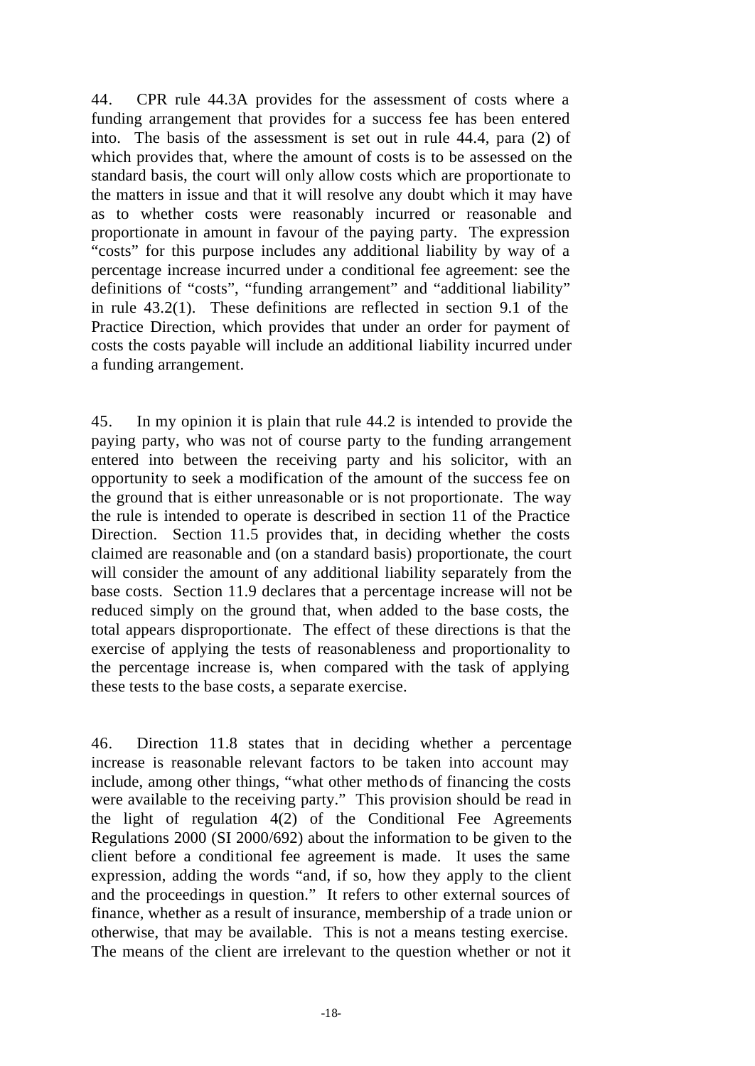44. CPR rule 44.3A provides for the assessment of costs where a funding arrangement that provides for a success fee has been entered into. The basis of the assessment is set out in rule 44.4, para (2) of which provides that, where the amount of costs is to be assessed on the standard basis, the court will only allow costs which are proportionate to the matters in issue and that it will resolve any doubt which it may have as to whether costs were reasonably incurred or reasonable and proportionate in amount in favour of the paying party. The expression "costs" for this purpose includes any additional liability by way of a percentage increase incurred under a conditional fee agreement: see the definitions of "costs", "funding arrangement" and "additional liability" in rule 43.2(1). These definitions are reflected in section 9.1 of the Practice Direction, which provides that under an order for payment of costs the costs payable will include an additional liability incurred under a funding arrangement.

45. In my opinion it is plain that rule 44.2 is intended to provide the paying party, who was not of course party to the funding arrangement entered into between the receiving party and his solicitor, with an opportunity to seek a modification of the amount of the success fee on the ground that is either unreasonable or is not proportionate. The way the rule is intended to operate is described in section 11 of the Practice Direction. Section 11.5 provides that, in deciding whether the costs claimed are reasonable and (on a standard basis) proportionate, the court will consider the amount of any additional liability separately from the base costs. Section 11.9 declares that a percentage increase will not be reduced simply on the ground that, when added to the base costs, the total appears disproportionate. The effect of these directions is that the exercise of applying the tests of reasonableness and proportionality to the percentage increase is, when compared with the task of applying these tests to the base costs, a separate exercise.

46. Direction 11.8 states that in deciding whether a percentage increase is reasonable relevant factors to be taken into account may include, among other things, "what other methods of financing the costs were available to the receiving party." This provision should be read in the light of regulation 4(2) of the Conditional Fee Agreements Regulations 2000 (SI 2000/692) about the information to be given to the client before a conditional fee agreement is made. It uses the same expression, adding the words "and, if so, how they apply to the client and the proceedings in question." It refers to other external sources of finance, whether as a result of insurance, membership of a trade union or otherwise, that may be available. This is not a means testing exercise. The means of the client are irrelevant to the question whether or not it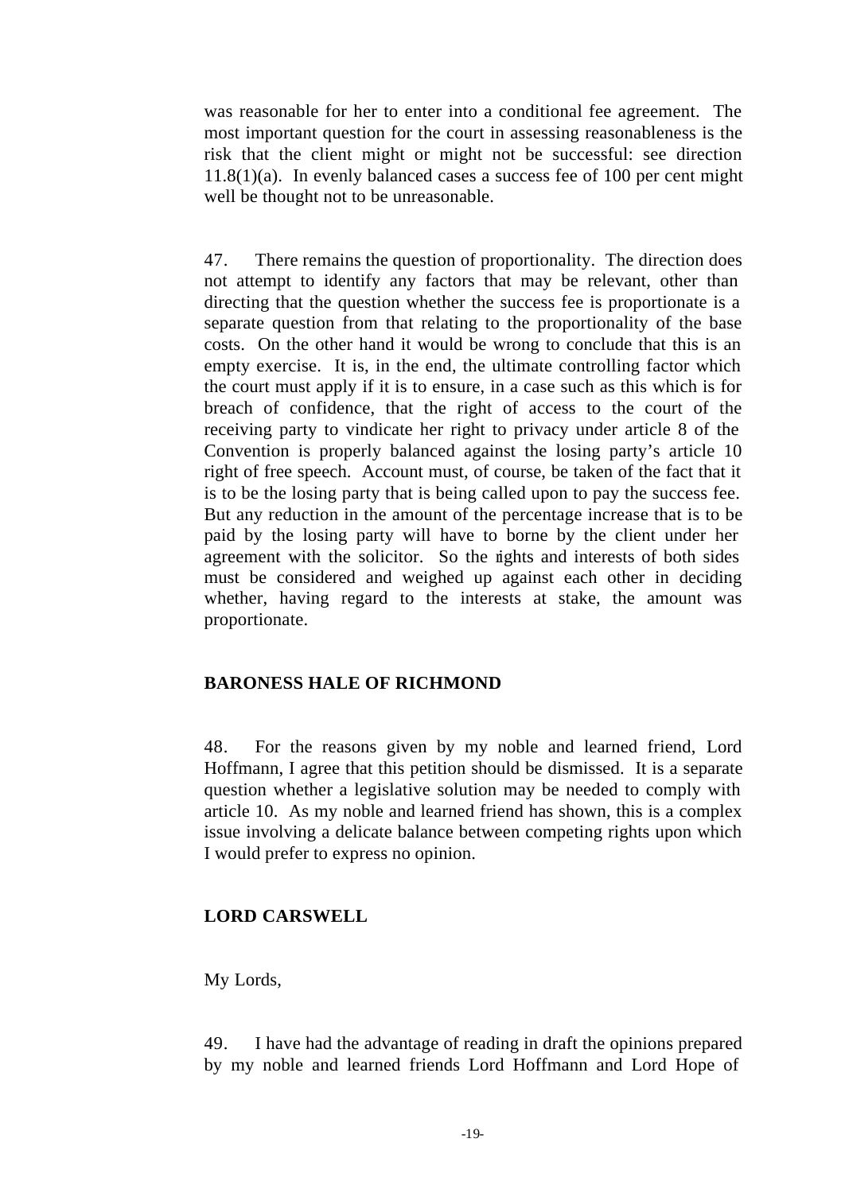was reasonable for her to enter into a conditional fee agreement. The most important question for the court in assessing reasonableness is the risk that the client might or might not be successful: see direction 11.8(1)(a). In evenly balanced cases a success fee of 100 per cent might well be thought not to be unreasonable.

47. There remains the question of proportionality. The direction does not attempt to identify any factors that may be relevant, other than directing that the question whether the success fee is proportionate is a separate question from that relating to the proportionality of the base costs. On the other hand it would be wrong to conclude that this is an empty exercise. It is, in the end, the ultimate controlling factor which the court must apply if it is to ensure, in a case such as this which is for breach of confidence, that the right of access to the court of the receiving party to vindicate her right to privacy under article 8 of the Convention is properly balanced against the losing party's article 10 right of free speech. Account must, of course, be taken of the fact that it is to be the losing party that is being called upon to pay the success fee. But any reduction in the amount of the percentage increase that is to be paid by the losing party will have to borne by the client under her agreement with the solicitor. So the rights and interests of both sides must be considered and weighed up against each other in deciding whether, having regard to the interests at stake, the amount was proportionate.

**BARONESS HALE OF RICHMOND**

48. For the reasons given by my noble and learned friend, Lord Hoffmann, I agree that this petition should be dismissed. It is a separate question whether a legislative solution may be needed to comply with article 10. As my noble and learned friend has shown, this is a complex issue involving a delicate balance between competing rights upon which I would prefer to express no opinion.

**LORD CARSWELL**

My Lords,

49. I have had the advantage of reading in draft the opinions prepared by my noble and learned friends Lord Hoffmann and Lord Hope of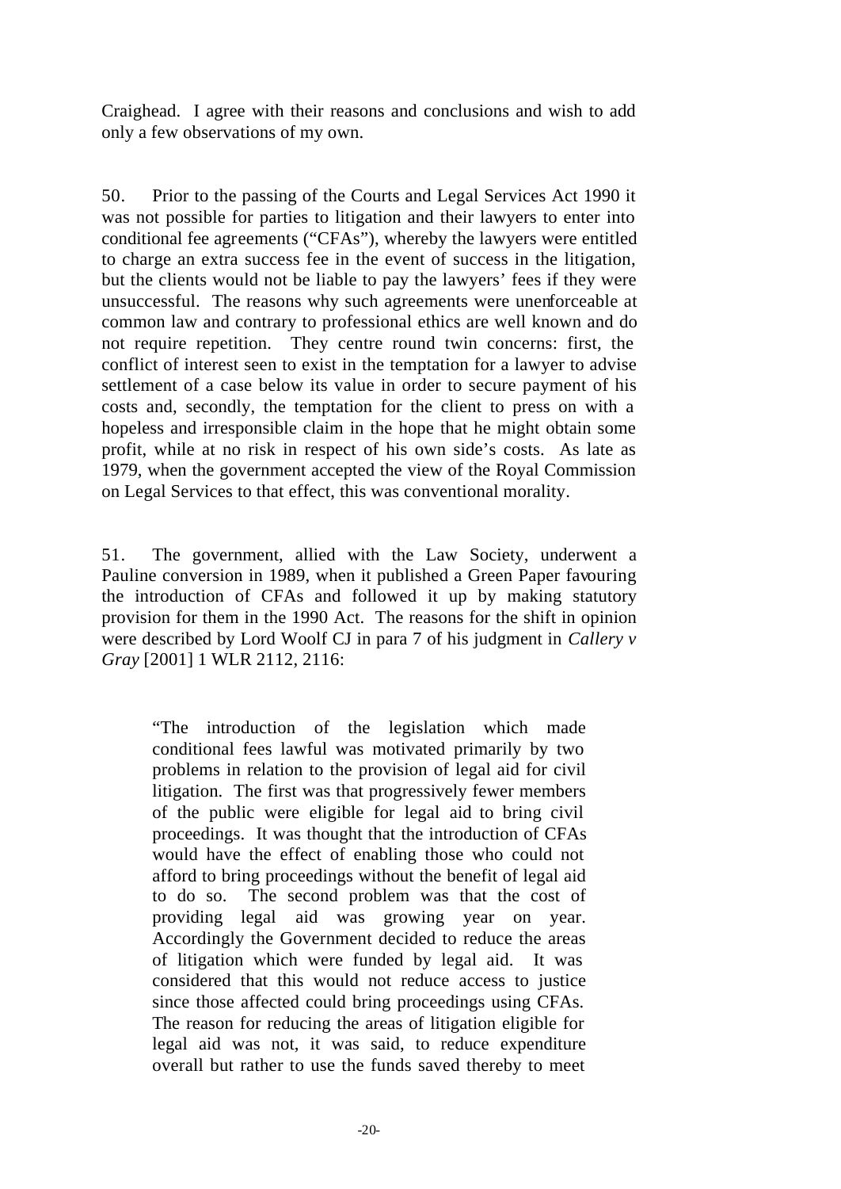Craighead. I agree with their reasons and conclusions and wish to add only a few observations of my own.

50. Prior to the passing of the Courts and Legal Services Act 1990 it was not possible for parties to litigation and their lawyers to enter into conditional fee agreements ("CFAs"), whereby the lawyers were entitled to charge an extra success fee in the event of success in the litigation, but the clients would not be liable to pay the lawyers' fees if they were unsuccessful. The reasons why such agreements were unenforceable at common law and contrary to professional ethics are well known and do not require repetition. They centre round twin concerns: first, the conflict of interest seen to exist in the temptation for a lawyer to advise settlement of a case below its value in order to secure payment of his costs and, secondly, the temptation for the client to press on with a hopeless and irresponsible claim in the hope that he might obtain some profit, while at no risk in respect of his own side's costs. As late as 1979, when the government accepted the view of the Royal Commission on Legal Services to that effect, this was conventional morality.

51. The government, allied with the Law Society, underwent a Pauline conversion in 1989, when it published a Green Paper favouring the introduction of CFAs and followed it up by making statutory provision for them in the 1990 Act. The reasons for the shift in opinion were described by Lord Woolf CJ in para 7 of his judgment in *Callery v Gray* [2001] 1 WLR 2112, 2116:

> "The introduction of the legislation which made conditional fees lawful was motivated primarily by two problems in relation to the provision of legal aid for civil litigation. The first was that progressively fewer members of the public were eligible for legal aid to bring civil proceedings. It was thought that the introduction of CFAs would have the effect of enabling those who could not afford to bring proceedings without the benefit of legal aid to do so. The second problem was that the cost of providing legal aid was growing year on year. Accordingly the Government decided to reduce the areas of litigation which were funded by legal aid. It was considered that this would not reduce access to justice since those affected could bring proceedings using CFAs. The reason for reducing the areas of litigation eligible for legal aid was not, it was said, to reduce expenditure overall but rather to use the funds saved thereby to meet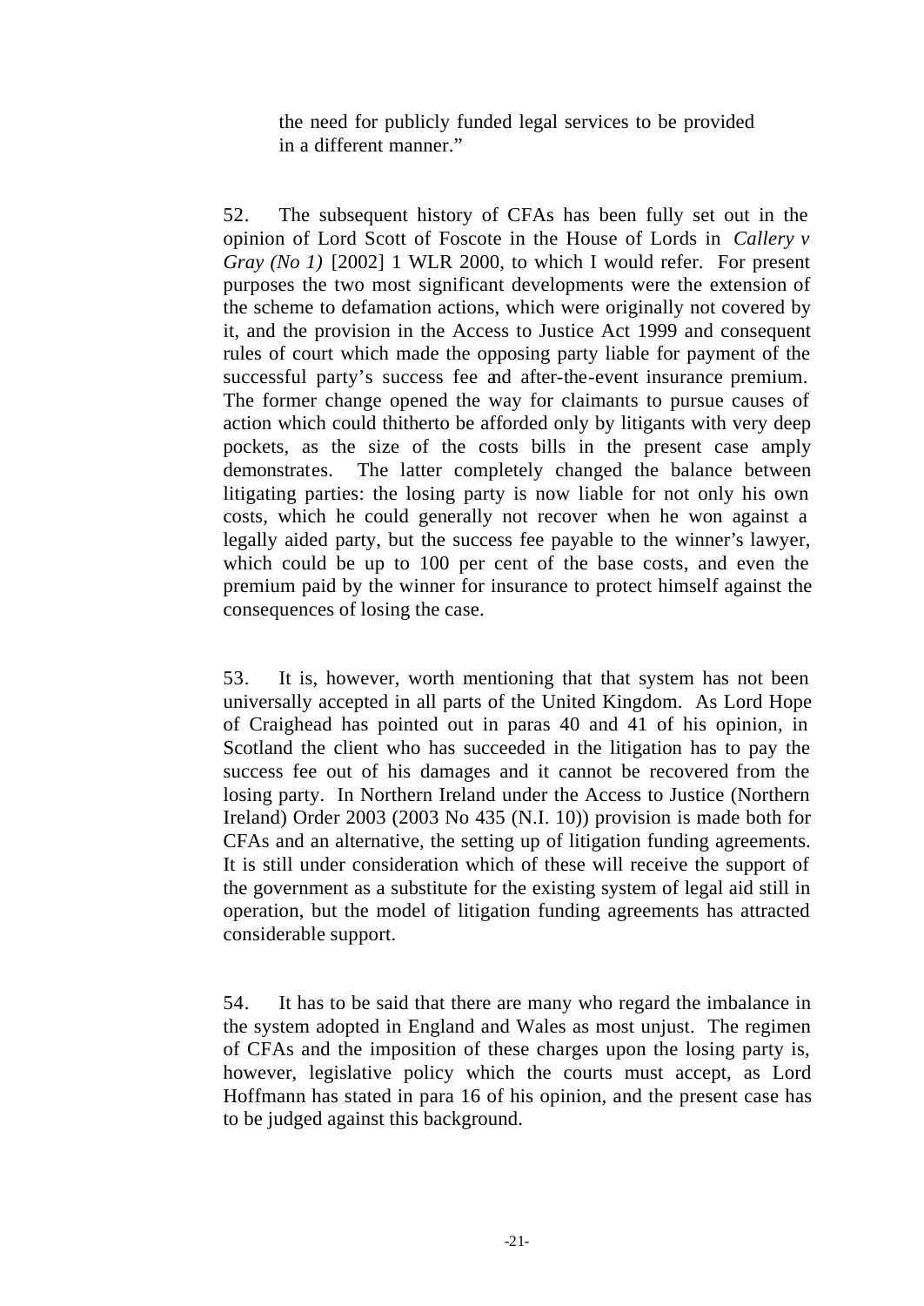> the need for publicly funded legal services to be provided in a different manner."

52. The subsequent history of CFAs has been fully set out in the opinion of Lord Scott of Foscote in the House of Lords in *Callery v Gray (No 1)* [2002] 1 WLR 2000, to which I would refer. For present purposes the two most significant developments were the extension of the scheme to defamation actions, which were originally not covered by it, and the provision in the Access to Justice Act 1999 and consequent rules of court which made the opposing party liable for payment of the successful party's success fee and after-the-event insurance premium. The former change opened the way for claimants to pursue causes of action which could thitherto be afforded only by litigants with very deep pockets, as the size of the costs bills in the present case amply demonstrates. The latter completely changed the balance between litigating parties: the losing party is now liable for not only his own costs, which he could generally not recover when he won against a legally aided party, but the success fee payable to the winner's lawyer, which could be up to 100 per cent of the base costs, and even the premium paid by the winner for insurance to protect himself against the consequences of losing the case.

53. It is, however, worth mentioning that that system has not been universally accepted in all parts of the United Kingdom. As Lord Hope of Craighead has pointed out in paras 40 and 41 of his opinion, in Scotland the client who has succeeded in the litigation has to pay the success fee out of his damages and it cannot be recovered from the losing party. In Northern Ireland under the Access to Justice (Northern Ireland) Order 2003 (2003 No 435 (N.I. 10)) provision is made both for CFAs and an alternative, the setting up of litigation funding agreements. It is still under consideration which of these will receive the support of the government as a substitute for the existing system of legal aid still in operation, but the model of litigation funding agreements has attracted considerable support.

54. It has to be said that there are many who regard the imbalance in the system adopted in England and Wales as most unjust. The regimen of CFAs and the imposition of these charges upon the losing party is, however, legislative policy which the courts must accept, as Lord Hoffmann has stated in para 16 of his opinion, and the present case has to be judged against this background.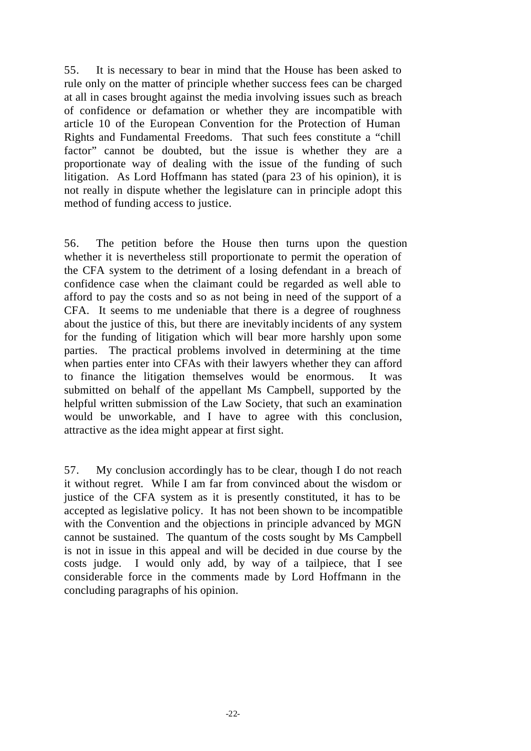55. It is necessary to bear in mind that the House has been asked to rule only on the matter of principle whether success fees can be charged at all in cases brought against the media involving issues such as breach of confidence or defamation or whether they are incompatible with article 10 of the European Convention for the Protection of Human Rights and Fundamental Freedoms. That such fees constitute a "chill factor" cannot be doubted, but the issue is whether they are a proportionate way of dealing with the issue of the funding of such litigation. As Lord Hoffmann has stated (para 23 of his opinion), it is not really in dispute whether the legislature can in principle adopt this method of funding access to justice.

56. The petition before the House then turns upon the question whether it is nevertheless still proportionate to permit the operation of the CFA system to the detriment of a losing defendant in a breach of confidence case when the claimant could be regarded as well able to afford to pay the costs and so as not being in need of the support of a CFA. It seems to me undeniable that there is a degree of roughness about the justice of this, but there are inevitably incidents of any system for the funding of litigation which will bear more harshly upon some parties. The practical problems involved in determining at the time when parties enter into CFAs with their lawyers whether they can afford to finance the litigation themselves would be enormous. It was submitted on behalf of the appellant Ms Campbell, supported by the helpful written submission of the Law Society, that such an examination would be unworkable, and I have to agree with this conclusion, attractive as the idea might appear at first sight.

57. My conclusion accordingly has to be clear, though I do not reach it without regret. While I am far from convinced about the wisdom or justice of the CFA system as it is presently constituted, it has to be accepted as legislative policy. It has not been shown to be incompatible with the Convention and the objections in principle advanced by MGN cannot be sustained. The quantum of the costs sought by Ms Campbell is not in issue in this appeal and will be decided in due course by the costs judge. I would only add, by way of a tailpiece, that I see considerable force in the comments made by Lord Hoffmann in the concluding paragraphs of his opinion.